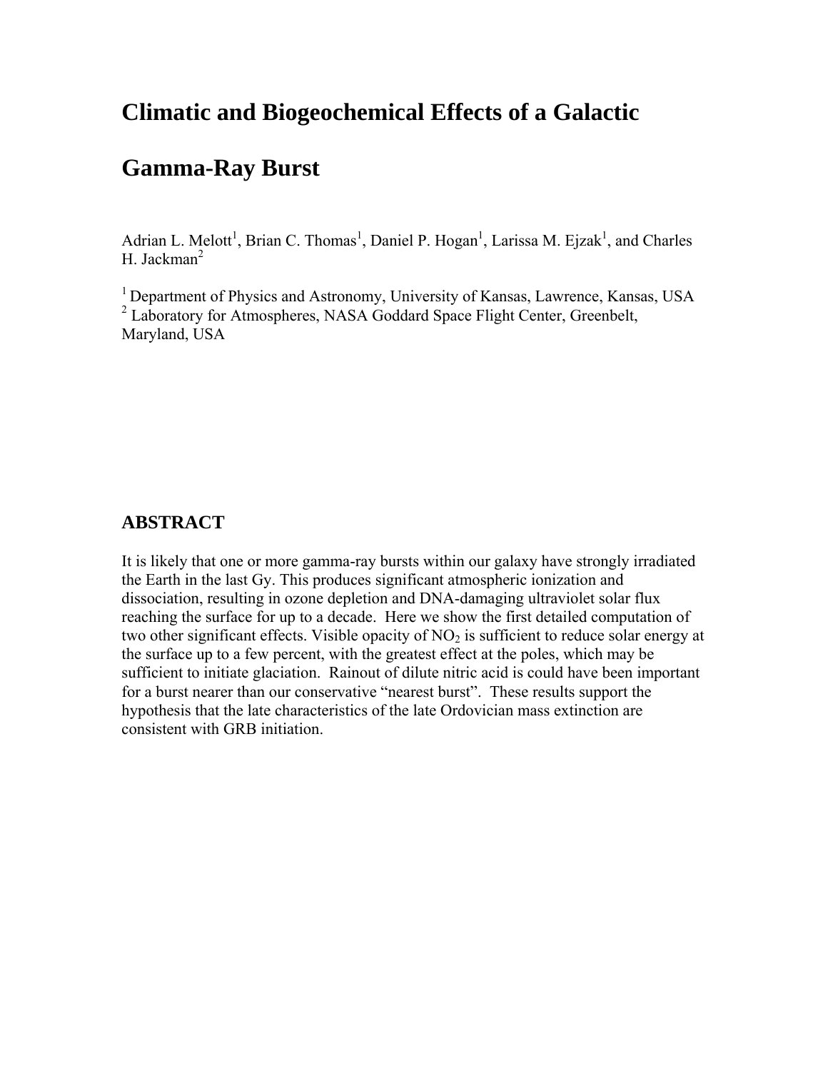# Climatic and Biogeochemical Effects of a Galactic Gamma-Ray Burst

Adrian L. Melott[1], Brian C. Thomas[1], Daniel P. Hogan[1], Larissa M. Ejzak[1], and Charles H. Jackman[2]

[1] Department of Physics and Astronomy, University of Kansas, Lawrence, Kansas, USA
[2] Laboratory for Atmospheres, NASA Goddard Space Flight Center, Greenbelt, Maryland, USA

## ABSTRACT

It is likely that one or more gamma-ray bursts within our galaxy have strongly irradiated the Earth in the last Gy. This produces significant atmospheric ionization and dissociation, resulting in ozone depletion and DNA-damaging ultraviolet solar flux reaching the surface for up to a decade. Here we show the first detailed computation of two other significant effects. Visible opacity of $NO_2$ is sufficient to reduce solar energy at the surface up to a few percent, with the greatest effect at the poles, which may be sufficient to initiate glaciation. Rainout of dilute nitric acid is could have been important for a burst nearer than our conservative "nearest burst". These results support the hypothesis that the late characteristics of the late Ordovician mass extinction are consistent with GRB initiation.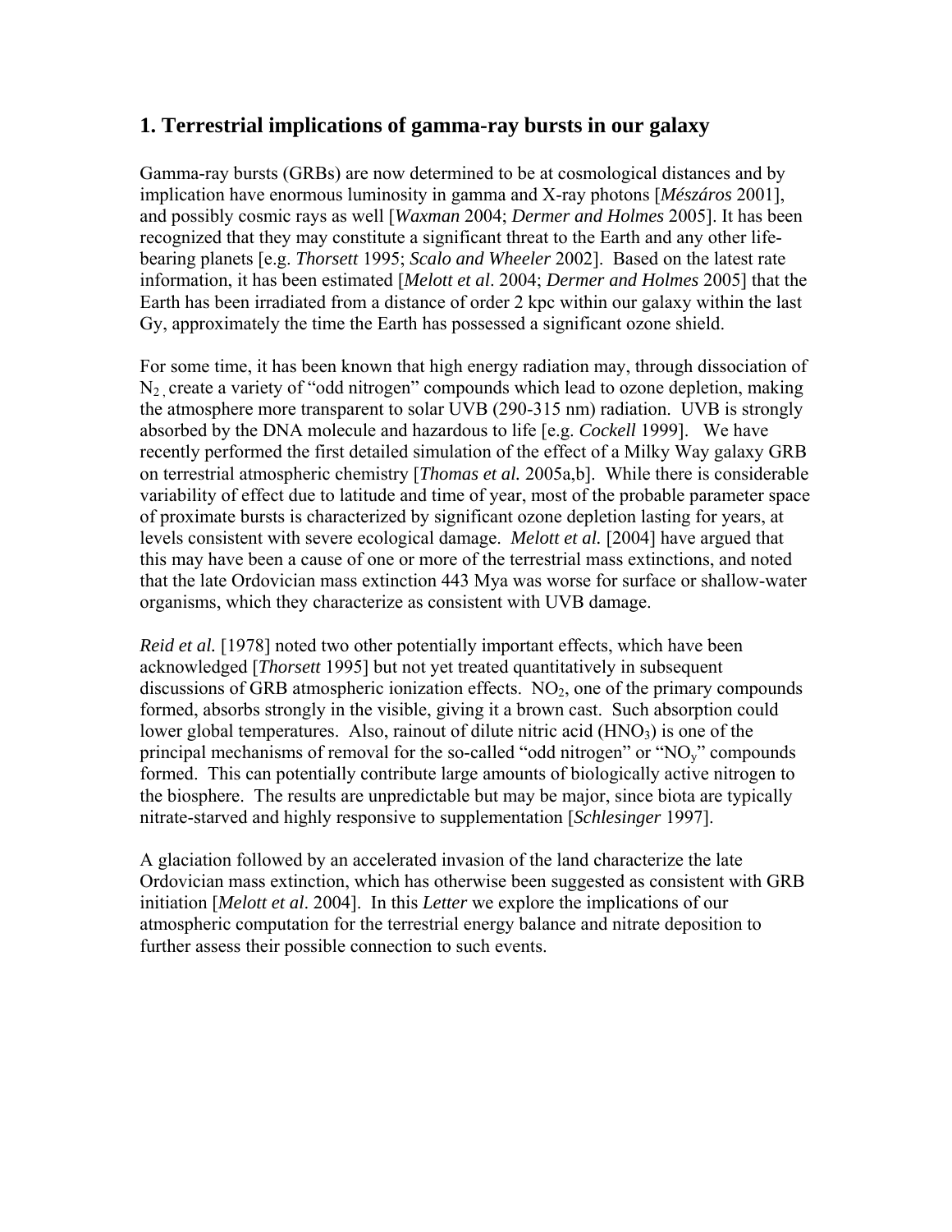## 1. Terrestrial implications of gamma-ray bursts in our galaxy

Gamma-ray bursts (GRBs) are now determined to be at cosmological distances and by implication have enormous luminosity in gamma and X-ray photons [*Mészáros* 2001], and possibly cosmic rays as well [*Waxman* 2004; *Dermer and Holmes* 2005]. It has been recognized that they may constitute a significant threat to the Earth and any other life-bearing planets [e.g. *Thorsett* 1995; *Scalo and Wheeler* 2002]. Based on the latest rate information, it has been estimated [*Melott et al*. 2004; *Dermer and Holmes* 2005] that the Earth has been irradiated from a distance of order 2 kpc within our galaxy within the last Gy, approximately the time the Earth has possessed a significant ozone shield.

For some time, it has been known that high energy radiation may, through dissociation of $N_2$, create a variety of "odd nitrogen" compounds which lead to ozone depletion, making the atmosphere more transparent to solar UVB (290-315 nm) radiation. UVB is strongly absorbed by the DNA molecule and hazardous to life [e.g. *Cockell* 1999]. We have recently performed the first detailed simulation of the effect of a Milky Way galaxy GRB on terrestrial atmospheric chemistry [*Thomas et al.* 2005a,b]. While there is considerable variability of effect due to latitude and time of year, most of the probable parameter space of proximate bursts is characterized by significant ozone depletion lasting for years, at levels consistent with severe ecological damage. *Melott et al.* [2004] have argued that this may have been a cause of one or more of the terrestrial mass extinctions, and noted that the late Ordovician mass extinction 443 Mya was worse for surface or shallow-water organisms, which they characterize as consistent with UVB damage.

*Reid et al.* [1978] noted two other potentially important effects, which have been acknowledged [*Thorsett* 1995] but not yet treated quantitatively in subsequent discussions of GRB atmospheric ionization effects. $NO_2$, one of the primary compounds formed, absorbs strongly in the visible, giving it a brown cast. Such absorption could lower global temperatures. Also, rainout of dilute nitric acid ($HNO_3$) is one of the principal mechanisms of removal for the so-called "odd nitrogen" or "$NO_y$" compounds formed. This can potentially contribute large amounts of biologically active nitrogen to the biosphere. The results are unpredictable but may be major, since biota are typically nitrate-starved and highly responsive to supplementation [*Schlesinger* 1997].

A glaciation followed by an accelerated invasion of the land characterize the late Ordovician mass extinction, which has otherwise been suggested as consistent with GRB initiation [*Melott et al*. 2004]. In this *Letter* we explore the implications of our atmospheric computation for the terrestrial energy balance and nitrate deposition to further assess their possible connection to such events.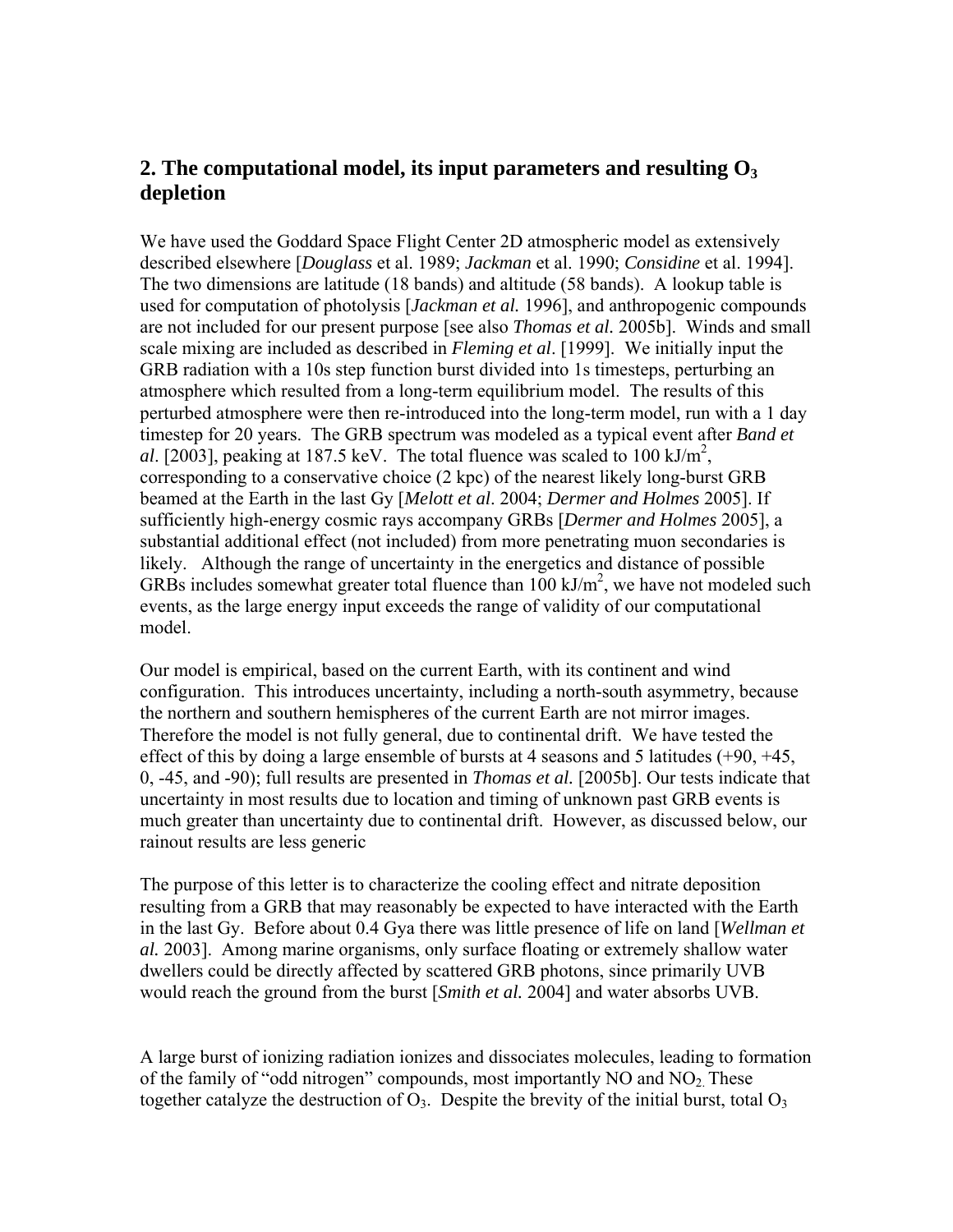## 2. The computational model, its input parameters and resulting $O_3$ depletion

We have used the Goddard Space Flight Center 2D atmospheric model as extensively described elsewhere [*Douglass* et al. 1989; *Jackman* et al. 1990; *Considine* et al. 1994]. The two dimensions are latitude (18 bands) and altitude (58 bands). A lookup table is used for computation of photolysis [*Jackman et al.* 1996], and anthropogenic compounds are not included for our present purpose [see also *Thomas et al.* 2005b]. Winds and small scale mixing are included as described in *Fleming et al*. [1999]. We initially input the GRB radiation with a 10s step function burst divided into 1s timesteps, perturbing an atmosphere which resulted from a long-term equilibrium model. The results of this perturbed atmosphere were then re-introduced into the long-term model, run with a 1 day timestep for 20 years. The GRB spectrum was modeled as a typical event after *Band et al*. [2003], peaking at 187.5 keV. The total fluence was scaled to 100 kJ/m$^2$, corresponding to a conservative choice (2 kpc) of the nearest likely long-burst GRB beamed at the Earth in the last Gy [*Melott et al*. 2004; *Dermer and Holmes* 2005]. If sufficiently high-energy cosmic rays accompany GRBs [*Dermer and Holmes* 2005], a substantial additional effect (not included) from more penetrating muon secondaries is likely. Although the range of uncertainty in the energetics and distance of possible GRBs includes somewhat greater total fluence than 100 kJ/m$^2$, we have not modeled such events, as the large energy input exceeds the range of validity of our computational model.

Our model is empirical, based on the current Earth, with its continent and wind configuration. This introduces uncertainty, including a north-south asymmetry, because the northern and southern hemispheres of the current Earth are not mirror images. Therefore the model is not fully general, due to continental drift. We have tested the effect of this by doing a large ensemble of bursts at 4 seasons and 5 latitudes (+90, +45, 0, -45, and -90); full results are presented in *Thomas et al.* [2005b]. Our tests indicate that uncertainty in most results due to location and timing of unknown past GRB events is much greater than uncertainty due to continental drift. However, as discussed below, our rainout results are less generic

The purpose of this letter is to characterize the cooling effect and nitrate deposition resulting from a GRB that may reasonably be expected to have interacted with the Earth in the last Gy. Before about 0.4 Gya there was little presence of life on land [*Wellman et al.* 2003]. Among marine organisms, only surface floating or extremely shallow water dwellers could be directly affected by scattered GRB photons, since primarily UVB would reach the ground from the burst [*Smith et al.* 2004] and water absorbs UVB.

A large burst of ionizing radiation ionizes and dissociates molecules, leading to formation of the family of "odd nitrogen" compounds, most importantly NO and $NO_2$. These together catalyze the destruction of $O_3$. Despite the brevity of the initial burst, total $O_3$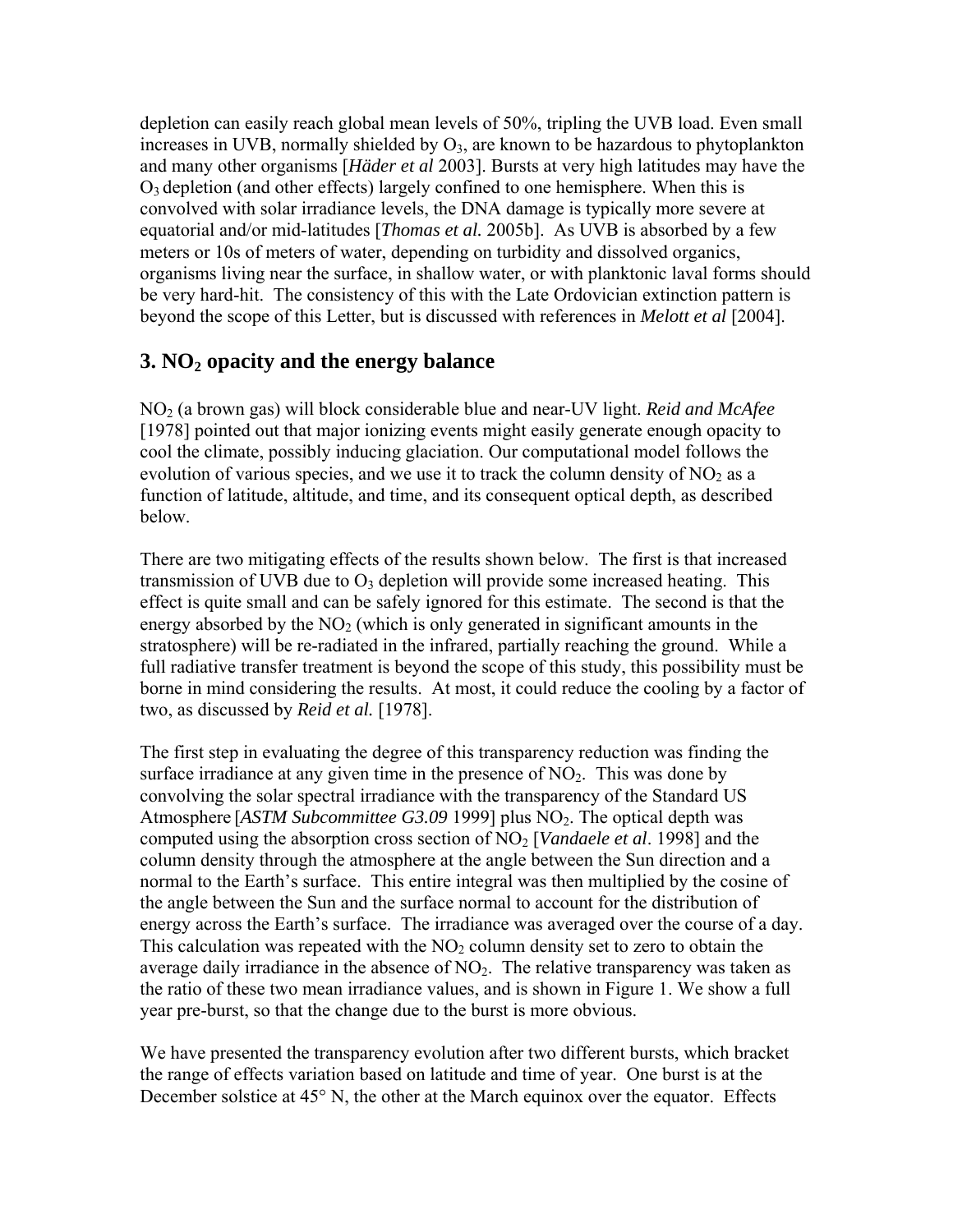depletion can easily reach global mean levels of 50%, tripling the UVB load. Even small increases in UVB, normally shielded by $O_3$, are known to be hazardous to phytoplankton and many other organisms [*Häder et al* 2003]. Bursts at very high latitudes may have the $O_3$ depletion (and other effects) largely confined to one hemisphere. When this is convolved with solar irradiance levels, the DNA damage is typically more severe at equatorial and/or mid-latitudes [*Thomas et al.* 2005b]. As UVB is absorbed by a few meters or 10s of meters of water, depending on turbidity and dissolved organics, organisms living near the surface, in shallow water, or with planktonic laval forms should be very hard-hit. The consistency of this with the Late Ordovician extinction pattern is beyond the scope of this Letter, but is discussed with references in *Melott et al* [2004].

## 3. $NO_2$ opacity and the energy balance

$NO_2$ (a brown gas) will block considerable blue and near-UV light. *Reid and McAfee* [1978] pointed out that major ionizing events might easily generate enough opacity to cool the climate, possibly inducing glaciation. Our computational model follows the evolution of various species, and we use it to track the column density of $NO_2$ as a function of latitude, altitude, and time, and its consequent optical depth, as described below.

There are two mitigating effects of the results shown below. The first is that increased transmission of UVB due to $O_3$ depletion will provide some increased heating. This effect is quite small and can be safely ignored for this estimate. The second is that the energy absorbed by the $NO_2$ (which is only generated in significant amounts in the stratosphere) will be re-radiated in the infrared, partially reaching the ground. While a full radiative transfer treatment is beyond the scope of this study, this possibility must be borne in mind considering the results. At most, it could reduce the cooling by a factor of two, as discussed by *Reid et al.* [1978].

The first step in evaluating the degree of this transparency reduction was finding the surface irradiance at any given time in the presence of $NO_2$. This was done by convolving the solar spectral irradiance with the transparency of the Standard US Atmosphere [*ASTM Subcommittee G3.09* 1999] plus $NO_2$. The optical depth was computed using the absorption cross section of $NO_2$ [*Vandaele et al*. 1998] and the column density through the atmosphere at the angle between the Sun direction and a normal to the Earth's surface. This entire integral was then multiplied by the cosine of the angle between the Sun and the surface normal to account for the distribution of energy across the Earth's surface. The irradiance was averaged over the course of a day. This calculation was repeated with the $NO_2$ column density set to zero to obtain the average daily irradiance in the absence of $NO_2$. The relative transparency was taken as the ratio of these two mean irradiance values, and is shown in Figure 1. We show a full year pre-burst, so that the change due to the burst is more obvious.

We have presented the transparency evolution after two different bursts, which bracket the range of effects variation based on latitude and time of year. One burst is at the December solstice at 45° N, the other at the March equinox over the equator. Effects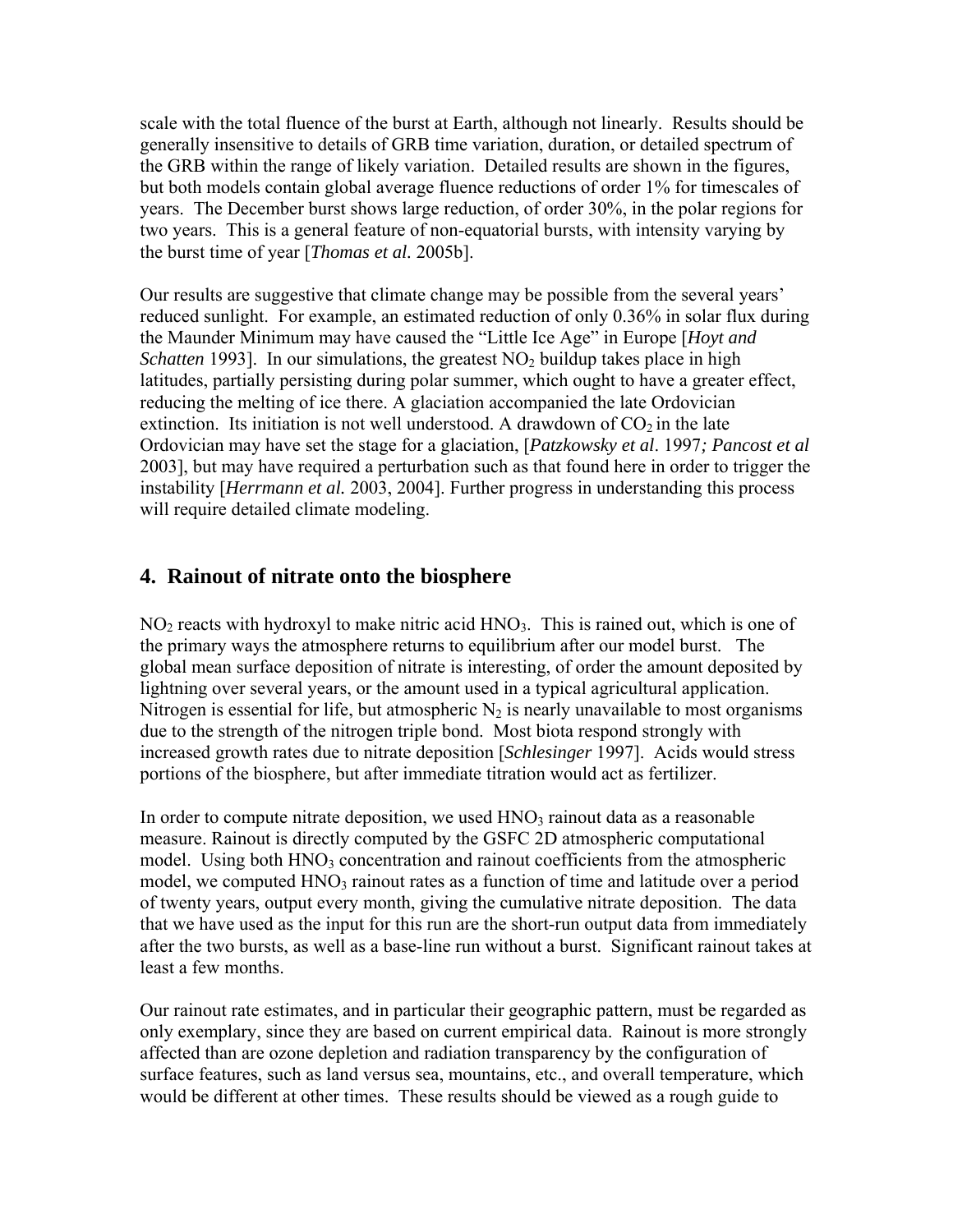scale with the total fluence of the burst at Earth, although not linearly. Results should be generally insensitive to details of GRB time variation, duration, or detailed spectrum of the GRB within the range of likely variation. Detailed results are shown in the figures, but both models contain global average fluence reductions of order 1% for timescales of years. The December burst shows large reduction, of order 30%, in the polar regions for two years. This is a general feature of non-equatorial bursts, with intensity varying by the burst time of year [*Thomas et al.* 2005b].

Our results are suggestive that climate change may be possible from the several years' reduced sunlight. For example, an estimated reduction of only 0.36% in solar flux during the Maunder Minimum may have caused the "Little Ice Age" in Europe [*Hoyt and Schatten* 1993]. In our simulations, the greatest $NO_2$ buildup takes place in high latitudes, partially persisting during polar summer, which ought to have a greater effect, reducing the melting of ice there. A glaciation accompanied the late Ordovician extinction. Its initiation is not well understood. A drawdown of $CO_2$ in the late Ordovician may have set the stage for a glaciation, [*Patzkowsky et al*. 1997*; Pancost et al* 2003], but may have required a perturbation such as that found here in order to trigger the instability [*Herrmann et al.* 2003, 2004]. Further progress in understanding this process will require detailed climate modeling.

## 4. Rainout of nitrate onto the biosphere

$NO_2$ reacts with hydroxyl to make nitric acid $HNO_3$. This is rained out, which is one of the primary ways the atmosphere returns to equilibrium after our model burst. The global mean surface deposition of nitrate is interesting, of order the amount deposited by lightning over several years, or the amount used in a typical agricultural application. Nitrogen is essential for life, but atmospheric $N_2$ is nearly unavailable to most organisms due to the strength of the nitrogen triple bond. Most biota respond strongly with increased growth rates due to nitrate deposition [*Schlesinger* 1997]. Acids would stress portions of the biosphere, but after immediate titration would act as fertilizer.

In order to compute nitrate deposition, we used $HNO_3$ rainout data as a reasonable measure. Rainout is directly computed by the GSFC 2D atmospheric computational model. Using both $HNO_3$ concentration and rainout coefficients from the atmospheric model, we computed $HNO_3$ rainout rates as a function of time and latitude over a period of twenty years, output every month, giving the cumulative nitrate deposition. The data that we have used as the input for this run are the short-run output data from immediately after the two bursts, as well as a base-line run without a burst. Significant rainout takes at least a few months.

Our rainout rate estimates, and in particular their geographic pattern, must be regarded as only exemplary, since they are based on current empirical data. Rainout is more strongly affected than are ozone depletion and radiation transparency by the configuration of surface features, such as land versus sea, mountains, etc., and overall temperature, which would be different at other times. These results should be viewed as a rough guide to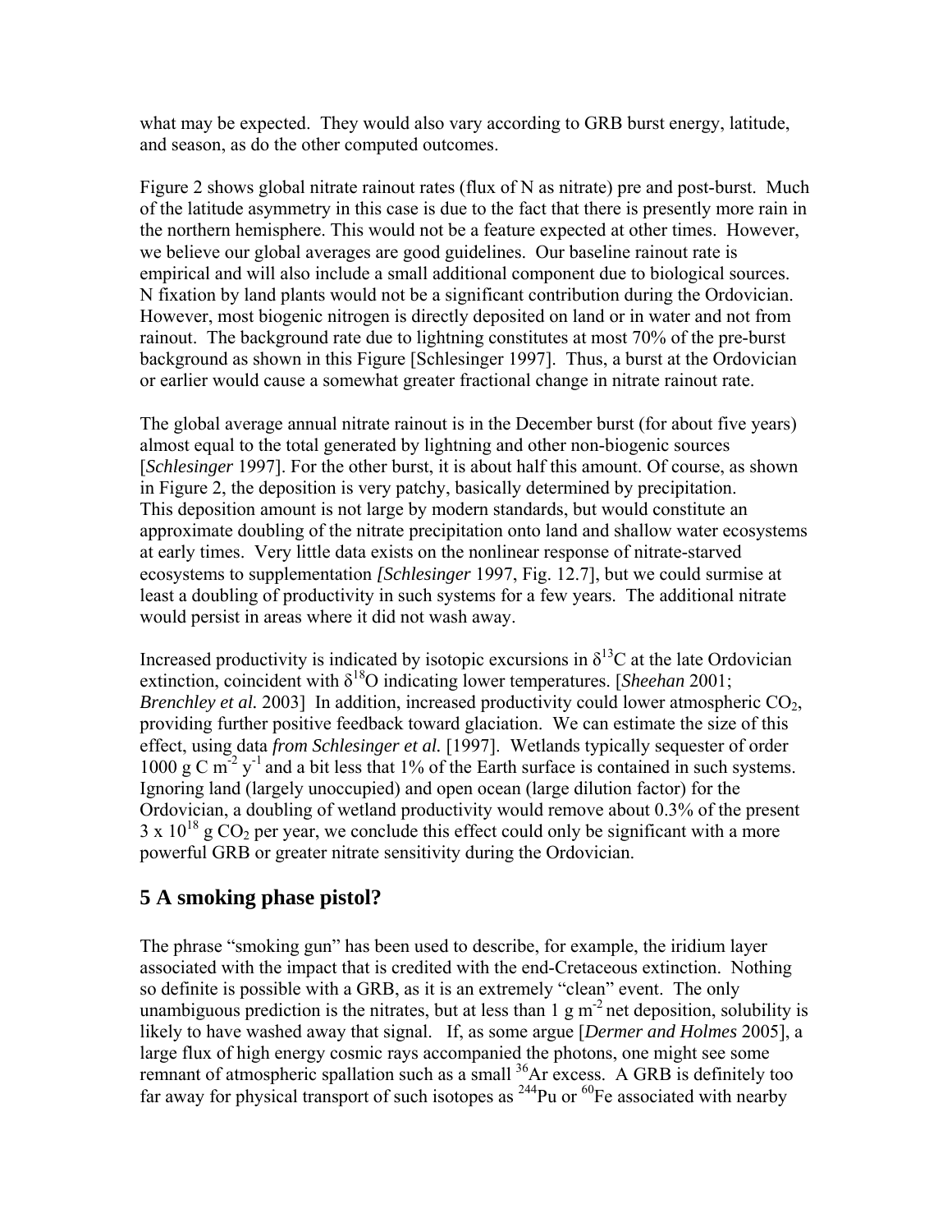what may be expected. They would also vary according to GRB burst energy, latitude, and season, as do the other computed outcomes.

Figure 2 shows global nitrate rainout rates (flux of N as nitrate) pre and post-burst. Much of the latitude asymmetry in this case is due to the fact that there is presently more rain in the northern hemisphere. This would not be a feature expected at other times. However, we believe our global averages are good guidelines. Our baseline rainout rate is empirical and will also include a small additional component due to biological sources. N fixation by land plants would not be a significant contribution during the Ordovician. However, most biogenic nitrogen is directly deposited on land or in water and not from rainout. The background rate due to lightning constitutes at most 70% of the pre-burst background as shown in this Figure [Schlesinger 1997]. Thus, a burst at the Ordovician or earlier would cause a somewhat greater fractional change in nitrate rainout rate.

The global average annual nitrate rainout is in the December burst (for about five years) almost equal to the total generated by lightning and other non-biogenic sources [*Schlesinger* 1997]. For the other burst, it is about half this amount. Of course, as shown in Figure 2, the deposition is very patchy, basically determined by precipitation. This deposition amount is not large by modern standards, but would constitute an approximate doubling of the nitrate precipitation onto land and shallow water ecosystems at early times. Very little data exists on the nonlinear response of nitrate-starved ecosystems to supplementation *[Schlesinger* 1997, Fig. 12.7], but we could surmise at least a doubling of productivity in such systems for a few years. The additional nitrate would persist in areas where it did not wash away.

Increased productivity is indicated by isotopic excursions in $\delta^{13}C$ at the late Ordovician extinction, coincident with $\delta^{18}O$ indicating lower temperatures. [*Sheehan* 2001; *Brenchley et al.* 2003] In addition, increased productivity could lower atmospheric $CO_2$, providing further positive feedback toward glaciation. We can estimate the size of this effect, using data *from Schlesinger et al.* [1997]. Wetlands typically sequester of order 1000 g C $m^{-2}$ $y^{-1}$ and a bit less that 1% of the Earth surface is contained in such systems. Ignoring land (largely unoccupied) and open ocean (large dilution factor) for the Ordovician, a doubling of wetland productivity would remove about 0.3% of the present $3 \times 10^{18}$ g $CO_2$ per year, we conclude this effect could only be significant with a more powerful GRB or greater nitrate sensitivity during the Ordovician.

## 5 A smoking phase pistol?

The phrase "smoking gun" has been used to describe, for example, the iridium layer associated with the impact that is credited with the end-Cretaceous extinction. Nothing so definite is possible with a GRB, as it is an extremely "clean" event. The only unambiguous prediction is the nitrates, but at less than 1 g $m^{-2}$ net deposition, solubility is likely to have washed away that signal. If, as some argue [*Dermer and Holmes* 2005], a large flux of high energy cosmic rays accompanied the photons, one might see some remnant of atmospheric spallation such as a small $^{36}Ar$ excess. A GRB is definitely too far away for physical transport of such isotopes as $^{244}Pu$ or $^{60}Fe$ associated with nearby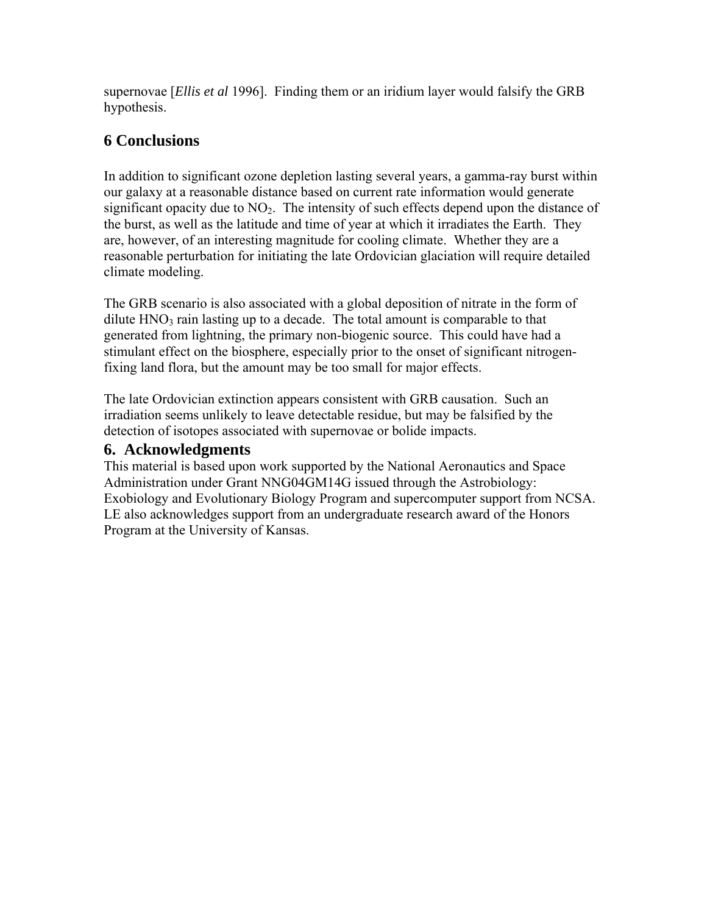supernovae [*Ellis et al* 1996]. Finding them or an iridium layer would falsify the GRB hypothesis.

## 6 Conclusions

In addition to significant ozone depletion lasting several years, a gamma-ray burst within our galaxy at a reasonable distance based on current rate information would generate significant opacity due to $NO_2$. The intensity of such effects depend upon the distance of the burst, as well as the latitude and time of year at which it irradiates the Earth. They are, however, of an interesting magnitude for cooling climate. Whether they are a reasonable perturbation for initiating the late Ordovician glaciation will require detailed climate modeling.

The GRB scenario is also associated with a global deposition of nitrate in the form of dilute $HNO_3$ rain lasting up to a decade. The total amount is comparable to that generated from lightning, the primary non-biogenic source. This could have had a stimulant effect on the biosphere, especially prior to the onset of significant nitrogen-fixing land flora, but the amount may be too small for major effects.

The late Ordovician extinction appears consistent with GRB causation. Such an irradiation seems unlikely to leave detectable residue, but may be falsified by the detection of isotopes associated with supernovae or bolide impacts.

## 6. Acknowledgments

This material is based upon work supported by the National Aeronautics and Space Administration under Grant NNG04GM14G issued through the Astrobiology: Exobiology and Evolutionary Biology Program and supercomputer support from NCSA. LE also acknowledges support from an undergraduate research award of the Honors Program at the University of Kansas.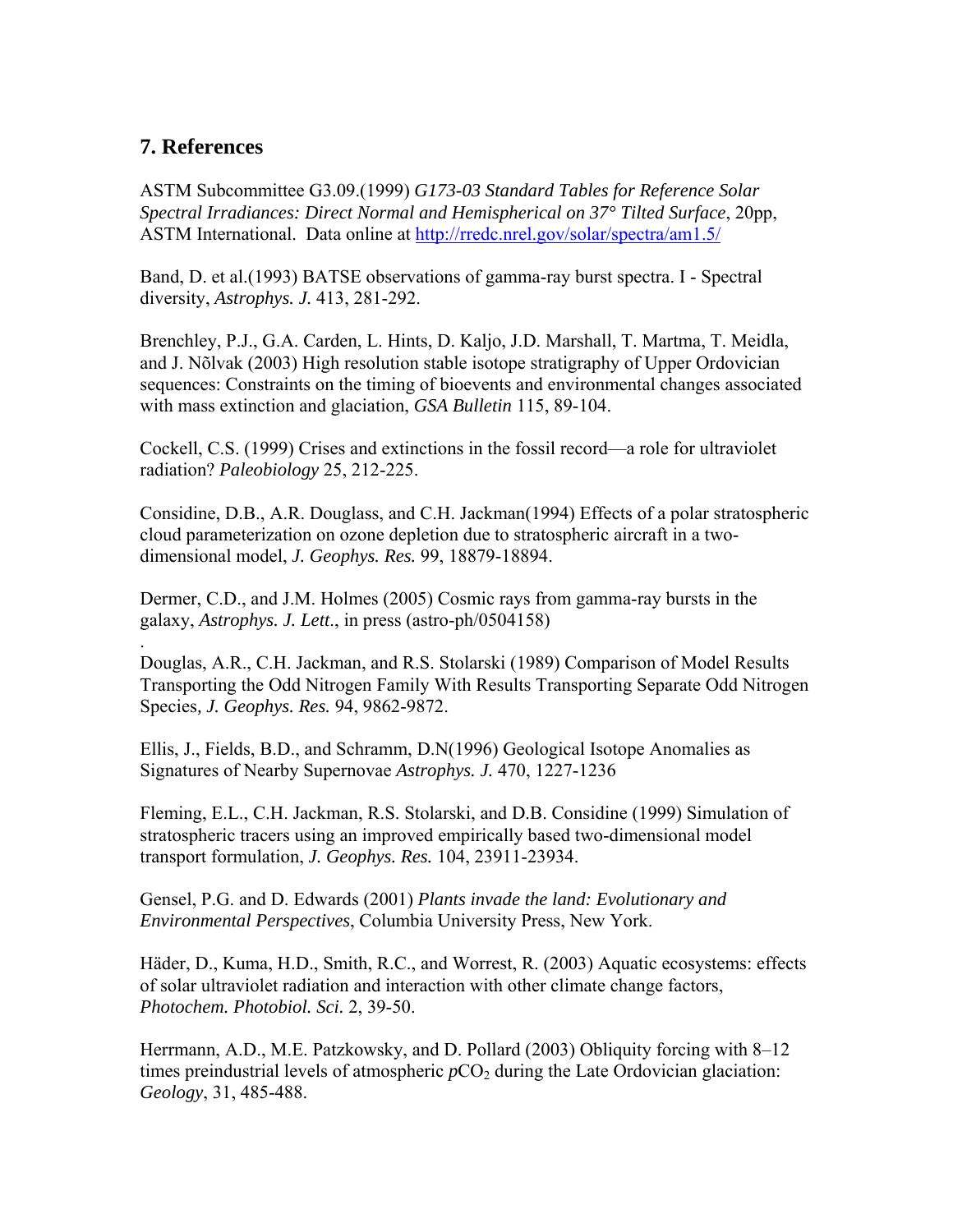## 7. References

ASTM Subcommittee G3.09.(1999) *G173-03 Standard Tables for Reference Solar Spectral Irradiances: Direct Normal and Hemispherical on 37° Tilted Surface*, 20pp, ASTM International. Data online at http://rredc.nrel.gov/solar/spectra/am1.5/

Band, D. et al.(1993) BATSE observations of gamma-ray burst spectra. I - Spectral diversity, *Astrophys. J.* 413, 281-292.

Brenchley, P.J., G.A. Carden, L. Hints, D. Kaljo, J.D. Marshall, T. Martma, T. Meidla, and J. Nõlvak (2003) High resolution stable isotope stratigraphy of Upper Ordovician sequences: Constraints on the timing of bioevents and environmental changes associated with mass extinction and glaciation, *GSA Bulletin* 115, 89-104.

Cockell, C.S. (1999) Crises and extinctions in the fossil record—a role for ultraviolet radiation? *Paleobiology* 25, 212-225.

Considine, D.B., A.R. Douglass, and C.H. Jackman(1994) Effects of a polar stratospheric cloud parameterization on ozone depletion due to stratospheric aircraft in a two-dimensional model, *J. Geophys. Res.* 99, 18879-18894.

Dermer, C.D., and J.M. Holmes (2005) Cosmic rays from gamma-ray bursts in the galaxy, *Astrophys. J. Lett*., in press (astro-ph/0504158)

Douglas, A.R., C.H. Jackman, and R.S. Stolarski (1989) Comparison of Model Results Transporting the Odd Nitrogen Family With Results Transporting Separate Odd Nitrogen Species*, J. Geophys. Res.* 94, 9862-9872.

Ellis, J., Fields, B.D., and Schramm, D.N(1996) Geological Isotope Anomalies as Signatures of Nearby Supernovae *Astrophys. J.* 470, 1227-1236

Fleming, E.L., C.H. Jackman, R.S. Stolarski, and D.B. Considine (1999) Simulation of stratospheric tracers using an improved empirically based two-dimensional model transport formulation, *J. Geophys. Res.* 104, 23911-23934.

Gensel, P.G. and D. Edwards (2001) *Plants invade the land: Evolutionary and Environmental Perspectives*, Columbia University Press, New York.

Häder, D., Kuma, H.D., Smith, R.C., and Worrest, R. (2003) Aquatic ecosystems: effects of solar ultraviolet radiation and interaction with other climate change factors, *Photochem. Photobiol. Sci.* 2, 39-50.

Herrmann, A.D., M.E. Patzkowsky, and D. Pollard (2003) Obliquity forcing with 8–12 times preindustrial levels of atmospheric $pCO_2$ during the Late Ordovician glaciation: *Geology*, 31, 485-488.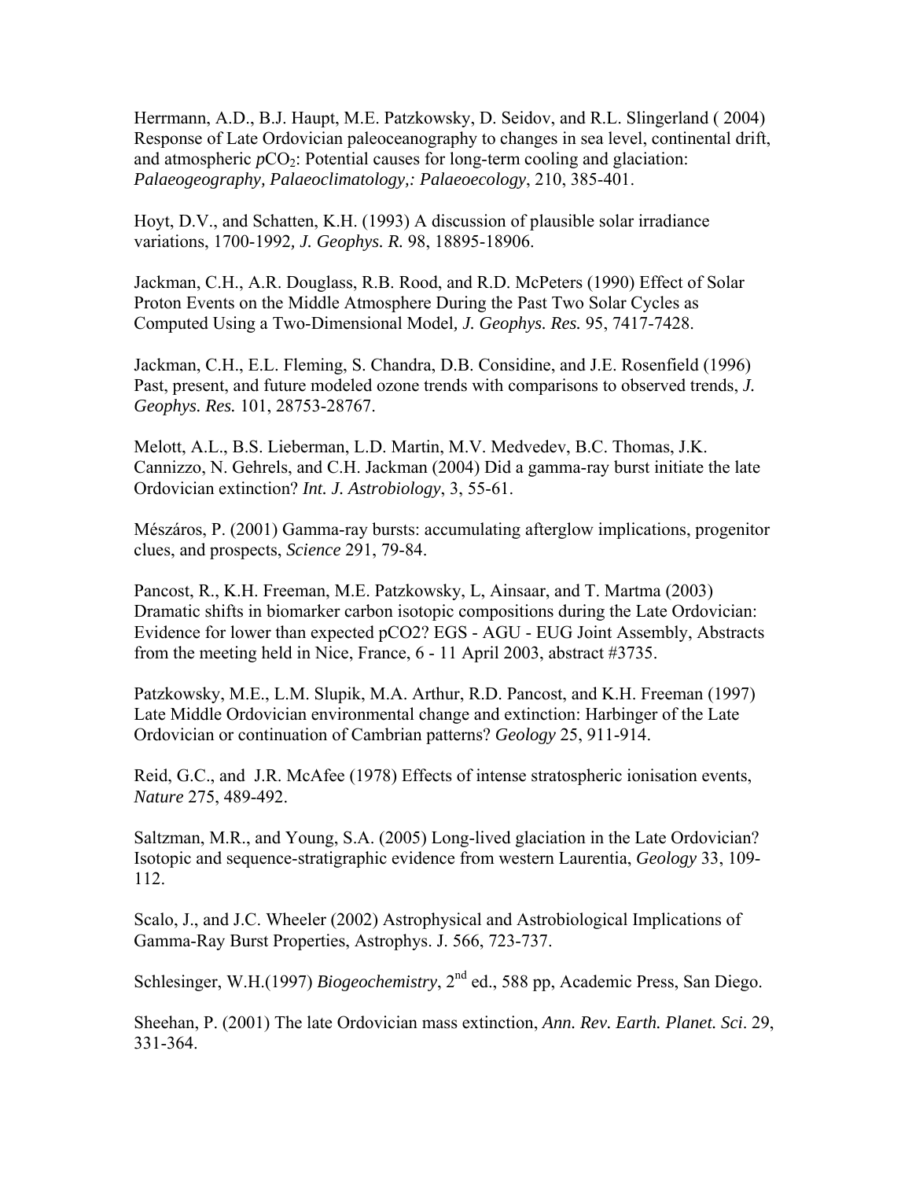Herrmann, A.D., B.J. Haupt, M.E. Patzkowsky, D. Seidov, and R.L. Slingerland ( 2004) Response of Late Ordovician paleoceanography to changes in sea level, continental drift, and atmospheric $pCO_2$: Potential causes for long-term cooling and glaciation: *Palaeogeography, Palaeoclimatology,: Palaeoecology*, 210, 385-401.

Hoyt, D.V., and Schatten, K.H. (1993) A discussion of plausible solar irradiance variations, 1700-1992*, J. Geophys. R.* 98, 18895-18906.

Jackman, C.H., A.R. Douglass, R.B. Rood, and R.D. McPeters (1990) Effect of Solar Proton Events on the Middle Atmosphere During the Past Two Solar Cycles as Computed Using a Two-Dimensional Model*, J. Geophys. Res.* 95, 7417-7428.

Jackman, C.H., E.L. Fleming, S. Chandra, D.B. Considine, and J.E. Rosenfield (1996) Past, present, and future modeled ozone trends with comparisons to observed trends, *J. Geophys. Res.* 101, 28753-28767.

Melott, A.L., B.S. Lieberman, L.D. Martin, M.V. Medvedev, B.C. Thomas, J.K. Cannizzo, N. Gehrels, and C.H. Jackman (2004) Did a gamma-ray burst initiate the late Ordovician extinction? *Int. J. Astrobiology*, 3, 55-61.

Mészáros, P. (2001) Gamma-ray bursts: accumulating afterglow implications, progenitor clues, and prospects, *Science* 291, 79-84.

Pancost, R., K.H. Freeman, M.E. Patzkowsky, L, Ainsaar, and T. Martma (2003) Dramatic shifts in biomarker carbon isotopic compositions during the Late Ordovician: Evidence for lower than expected pCO2? EGS - AGU - EUG Joint Assembly, Abstracts from the meeting held in Nice, France, 6 - 11 April 2003, abstract #3735.

Patzkowsky, M.E., L.M. Slupik, M.A. Arthur, R.D. Pancost, and K.H. Freeman (1997) Late Middle Ordovician environmental change and extinction: Harbinger of the Late Ordovician or continuation of Cambrian patterns? *Geology* 25, 911-914.

Reid, G.C., and J.R. McAfee (1978) Effects of intense stratospheric ionisation events, *Nature* 275, 489-492.

Saltzman, M.R., and Young, S.A. (2005) Long-lived glaciation in the Late Ordovician? Isotopic and sequence-stratigraphic evidence from western Laurentia, *Geology* 33, 109-112.

Scalo, J., and J.C. Wheeler (2002) Astrophysical and Astrobiological Implications of Gamma-Ray Burst Properties, Astrophys. J. 566, 723-737.

Schlesinger, W.H.(1997) *Biogeochemistry*, 2nd ed., 588 pp, Academic Press, San Diego.

Sheehan, P. (2001) The late Ordovician mass extinction, *Ann. Rev. Earth. Planet. Sci*. 29, 331-364.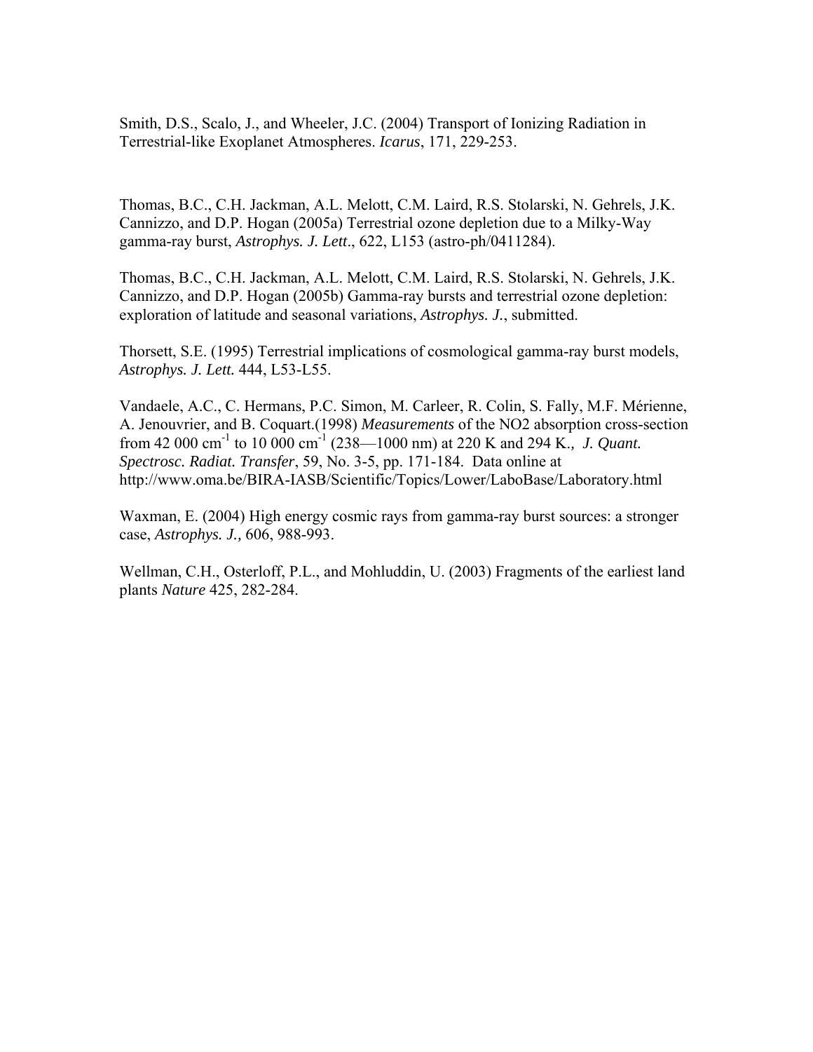Smith, D.S., Scalo, J., and Wheeler, J.C. (2004) Transport of Ionizing Radiation in Terrestrial-like Exoplanet Atmospheres. *Icarus*, 171, 229-253.

Thomas, B.C., C.H. Jackman, A.L. Melott, C.M. Laird, R.S. Stolarski, N. Gehrels, J.K. Cannizzo, and D.P. Hogan (2005a) Terrestrial ozone depletion due to a Milky-Way gamma-ray burst, *Astrophys. J. Lett*., 622, L153 (astro-ph/0411284).

Thomas, B.C., C.H. Jackman, A.L. Melott, C.M. Laird, R.S. Stolarski, N. Gehrels, J.K. Cannizzo, and D.P. Hogan (2005b) Gamma-ray bursts and terrestrial ozone depletion: exploration of latitude and seasonal variations, *Astrophys. J.*, submitted.

Thorsett, S.E. (1995) Terrestrial implications of cosmological gamma-ray burst models, *Astrophys. J. Lett.* 444, L53-L55.

Vandaele, A.C., C. Hermans, P.C. Simon, M. Carleer, R. Colin, S. Fally, M.F. Mérienne, A. Jenouvrier, and B. Coquart.(1998) *Measurements* of the NO2 absorption cross-section from 42 000 $cm^{-1}$ to 10 000 $cm^{-1}$ (238—1000 nm) at 220 K and 294 K*., J. Quant. Spectrosc. Radiat. Transfer*, 59, No. 3-5, pp. 171-184. Data online at http://www.oma.be/BIRA-IASB/Scientific/Topics/Lower/LaboBase/Laboratory.html

Waxman, E. (2004) High energy cosmic rays from gamma-ray burst sources: a stronger case, *Astrophys. J.,* 606, 988-993.

Wellman, C.H., Osterloff, P.L., and Mohluddin, U. (2003) Fragments of the earliest land plants *Nature* 425, 282-284.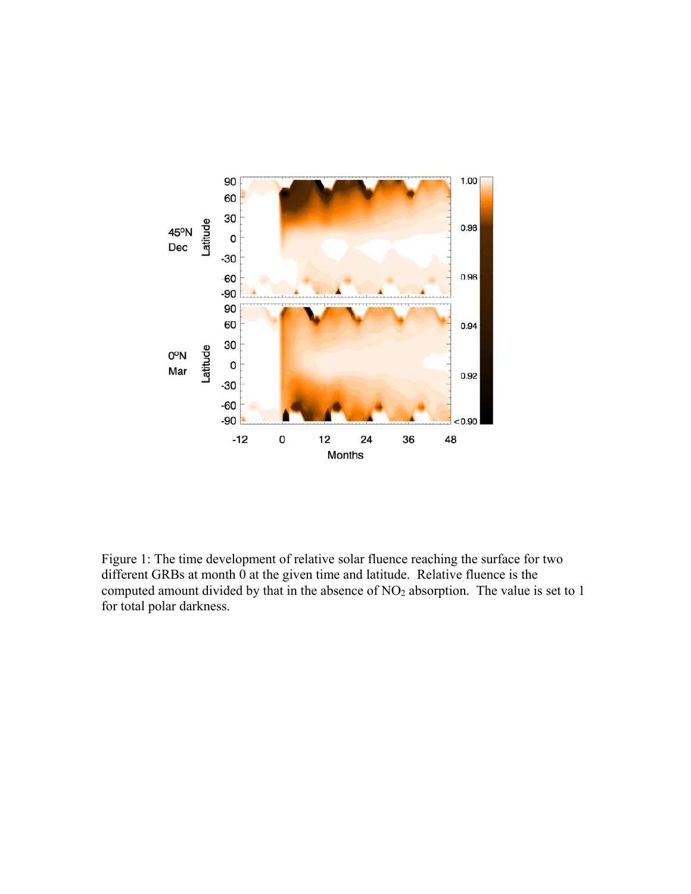Figure 1: The time development of relative solar fluence reaching the surface for two different GRBs at month 0 at the given time and latitude. Relative fluence is the computed amount divided by that in the absence of $NO_2$ absorption. The value is set to 1 for total polar darkness.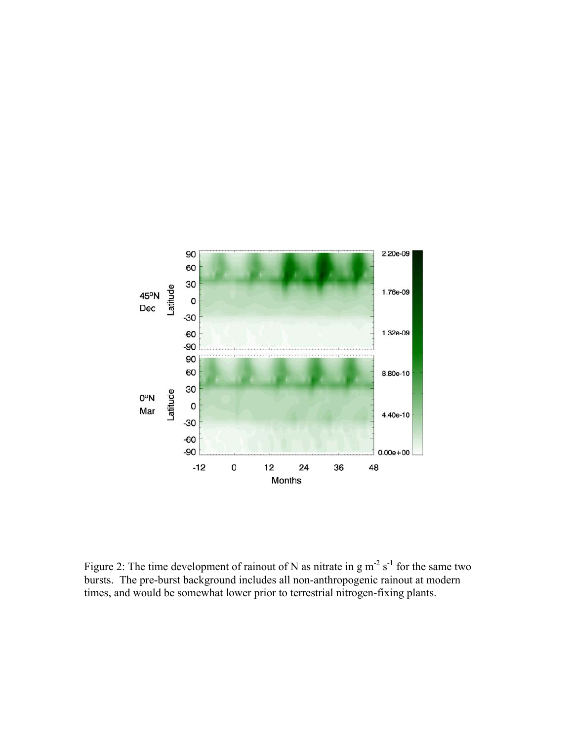90
60
30
45°N Latitude
Dec
0
-30
-60
-90

90
60
30
0°N Latitude
Mar
0
-30
-60
-90

-12 0 12 24 36 48
Months

2.20e-09
1.76e-09
1.32e-09
8.80e-10
4.40e-10
0.00e+00

Figure 2: The time development of rainout of N as nitrate in g $m^{-2}$ $s^{-1}$ for the same two bursts. The pre-burst background includes all non-anthropogenic rainout at modern times, and would be somewhat lower prior to terrestrial nitrogen-fixing plants.